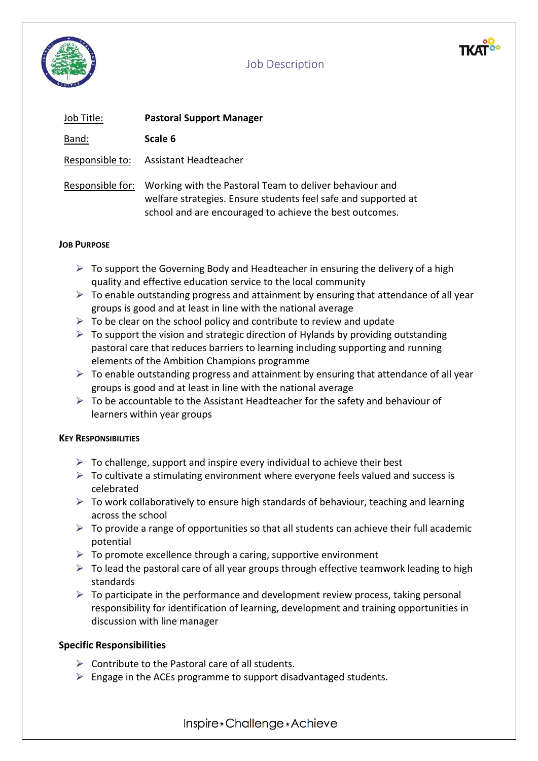# Job Description

| | |
|---|---|
| Job Title: | **Pastoral Support Manager** |
| Band: | **Scale 6** |
| Responsible to: | Assistant Headteacher |
| Responsible for: | Working with the Pastoral Team to deliver behaviour and welfare strategies. Ensure students feel safe and supported at school and are encouraged to achieve the best outcomes. |

## Job Purpose

- To support the Governing Body and Headteacher in ensuring the delivery of a high quality and effective education service to the local community
- To enable outstanding progress and attainment by ensuring that attendance of all year groups is good and at least in line with the national average
- To be clear on the school policy and contribute to review and update
- To support the vision and strategic direction of Hylands by providing outstanding pastoral care that reduces barriers to learning including supporting and running elements of the Ambition Champions programme
- To enable outstanding progress and attainment by ensuring that attendance of all year groups is good and at least in line with the national average
- To be accountable to the Assistant Headteacher for the safety and behaviour of learners within year groups

## Key Responsibilities

- To challenge, support and inspire every individual to achieve their best
- To cultivate a stimulating environment where everyone feels valued and success is celebrated
- To work collaboratively to ensure high standards of behaviour, teaching and learning across the school
- To provide a range of opportunities so that all students can achieve their full academic potential
- To promote excellence through a caring, supportive environment
- To lead the pastoral care of all year groups through effective teamwork leading to high standards
- To participate in the performance and development review process, taking personal responsibility for identification of learning, development and training opportunities in discussion with line manager

## Specific Responsibilities

- Contribute to the Pastoral care of all students.
- Engage in the ACEs programme to support disadvantaged students.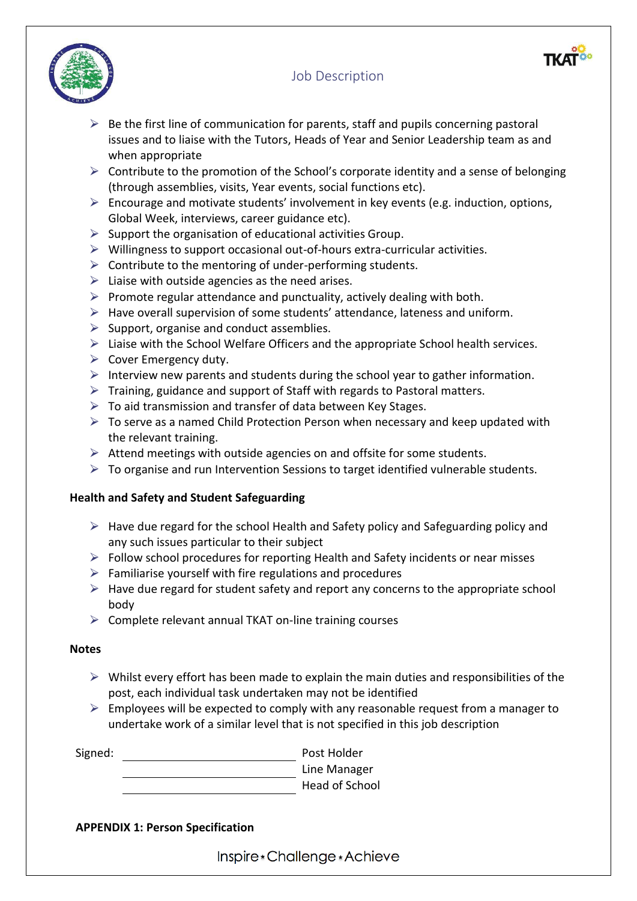- Be the first line of communication for parents, staff and pupils concerning pastoral issues and to liaise with the Tutors, Heads of Year and Senior Leadership team as and when appropriate
- Contribute to the promotion of the School's corporate identity and a sense of belonging (through assemblies, visits, Year events, social functions etc).
- Encourage and motivate students' involvement in key events (e.g. induction, options, Global Week, interviews, career guidance etc).
- Support the organisation of educational activities Group.
- Willingness to support occasional out-of-hours extra-curricular activities.
- Contribute to the mentoring of under-performing students.
- Liaise with outside agencies as the need arises.
- Promote regular attendance and punctuality, actively dealing with both.
- Have overall supervision of some students' attendance, lateness and uniform.
- Support, organise and conduct assemblies.
- Liaise with the School Welfare Officers and the appropriate School health services.
- Cover Emergency duty.
- Interview new parents and students during the school year to gather information.
- Training, guidance and support of Staff with regards to Pastoral matters.
- To aid transmission and transfer of data between Key Stages.
- To serve as a named Child Protection Person when necessary and keep updated with the relevant training.
- Attend meetings with outside agencies on and offsite for some students.
- To organise and run Intervention Sessions to target identified vulnerable students.

**Health and Safety and Student Safeguarding**

- Have due regard for the school Health and Safety policy and Safeguarding policy and any such issues particular to their subject
- Follow school procedures for reporting Health and Safety incidents or near misses
- Familiarise yourself with fire regulations and procedures
- Have due regard for student safety and report any concerns to the appropriate school body
- Complete relevant annual TKAT on-line training courses

**Notes**

- Whilst every effort has been made to explain the main duties and responsibilities of the post, each individual task undertaken may not be identified
- Employees will be expected to comply with any reasonable request from a manager to undertake work of a similar level that is not specified in this job description

Signed: ______________________ Post Holder

______________________ Line Manager

______________________ Head of School

**APPENDIX 1: Person Specification**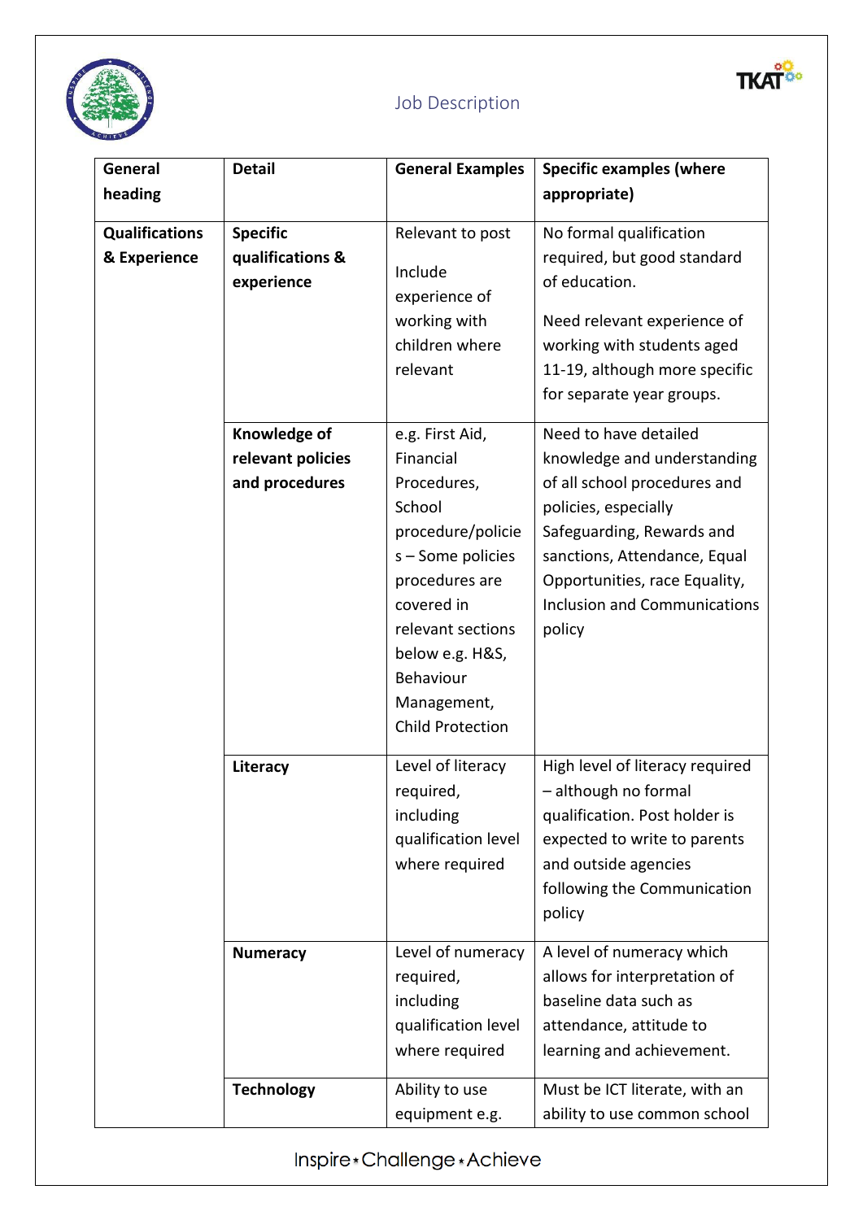Job Description

| General heading | Detail | General Examples | Specific examples (where appropriate) |
|---|---|---|---|
| **Qualifications & Experience** | **Specific qualifications & experience** | Relevant to post<br><br>Include experience of working with children where relevant | No formal qualification required, but good standard of education.<br><br>Need relevant experience of working with students aged 11-19, although more specific for separate year groups. |
| | **Knowledge of relevant policies and procedures** | e.g. First Aid, Financial Procedures, School procedure/policies – Some policies procedures are covered in relevant sections below e.g. H&S, Behaviour Management, Child Protection | Need to have detailed knowledge and understanding of all school procedures and policies, especially Safeguarding, Rewards and sanctions, Attendance, Equal Opportunities, race Equality, Inclusion and Communications policy |
| | **Literacy** | Level of literacy required, including qualification level where required | High level of literacy required – although no formal qualification. Post holder is expected to write to parents and outside agencies following the Communication policy |
| | **Numeracy** | Level of numeracy required, including qualification level where required | A level of numeracy which allows for interpretation of baseline data such as attendance, attitude to learning and achievement. |
| | **Technology** | Ability to use equipment e.g. | Must be ICT literate, with an ability to use common school |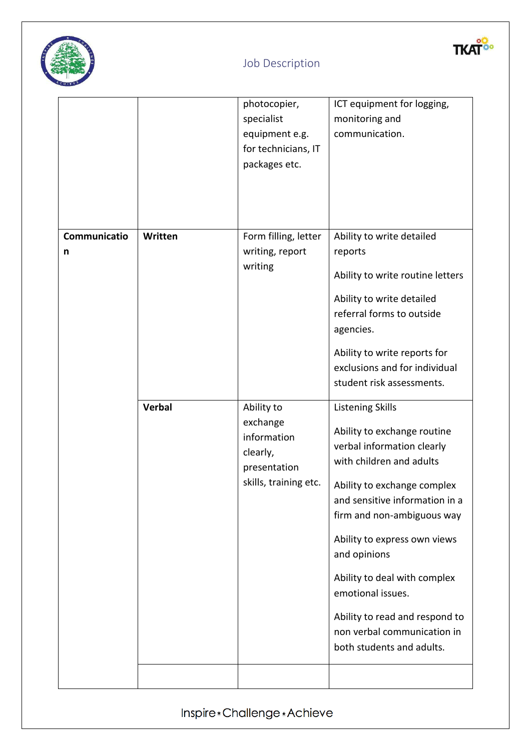| | | | |
|---|---|---|---|
| | | photocopier, specialist equipment e.g. for technicians, IT packages etc. | ICT equipment for logging, monitoring and communication. |
| **Communication** | **Written** | Form filling, letter writing, report writing | Ability to write detailed reports<br><br>Ability to write routine letters<br><br>Ability to write detailed referral forms to outside agencies.<br><br>Ability to write reports for exclusions and for individual student risk assessments. |
| | **Verbal** | Ability to exchange information clearly, presentation skills, training etc. | Listening Skills<br><br>Ability to exchange routine verbal information clearly with children and adults<br><br>Ability to exchange complex and sensitive information in a firm and non-ambiguous way<br><br>Ability to express own views and opinions<br><br>Ability to deal with complex emotional issues.<br><br>Ability to read and respond to non verbal communication in both students and adults. |
| | | | |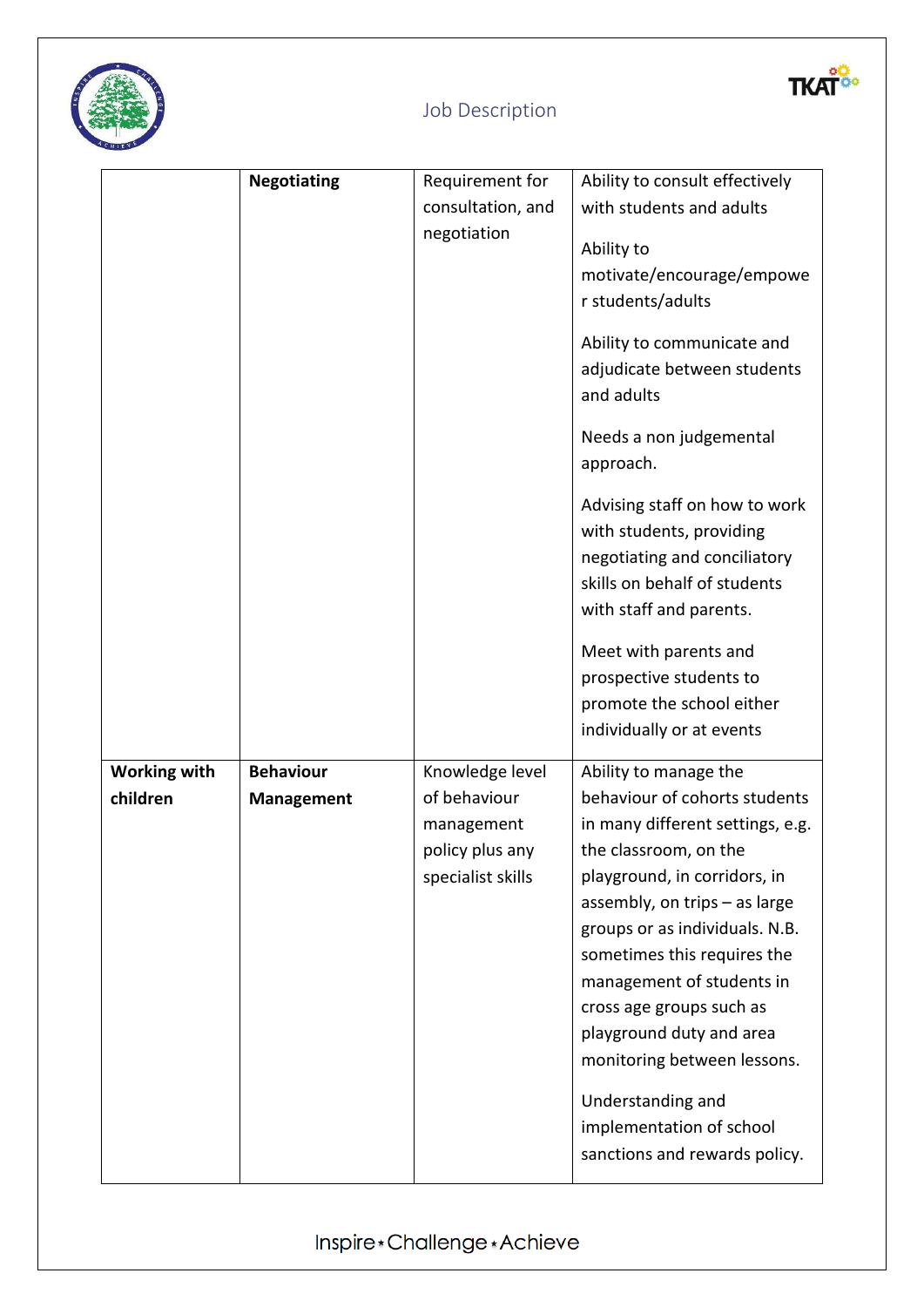| | | | |
|---|---|---|---|
| | **Negotiating** | Requirement for consultation, and negotiation | Ability to consult effectively with students and adults<br><br>Ability to motivate/encourage/empower students/adults<br><br>Ability to communicate and adjudicate between students and adults<br><br>Needs a non judgemental approach.<br><br>Advising staff on how to work with students, providing negotiating and conciliatory skills on behalf of students with staff and parents.<br><br>Meet with parents and prospective students to promote the school either individually or at events |
| **Working with children** | **Behaviour Management** | Knowledge level of behaviour management policy plus any specialist skills | Ability to manage the behaviour of cohorts students in many different settings, e.g. the classroom, on the playground, in corridors, in assembly, on trips – as large groups or as individuals. N.B. sometimes this requires the management of students in cross age groups such as playground duty and area monitoring between lessons.<br><br>Understanding and implementation of school sanctions and rewards policy. |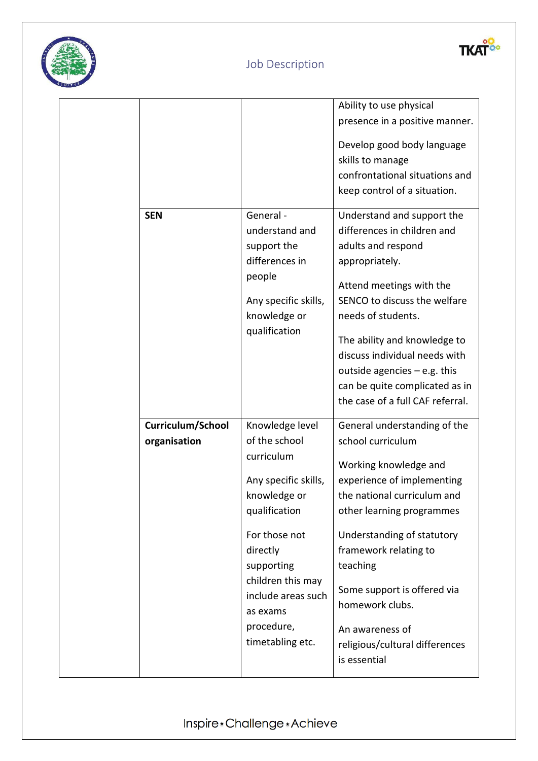| | | | |
|---|---|---|---|
| | | | Ability to use physical presence in a positive manner.<br><br>Develop good body language skills to manage confrontational situations and keep control of a situation. |
| | **SEN** | General - understand and support the differences in people<br><br>Any specific skills, knowledge or qualification | Understand and support the differences in children and adults and respond appropriately.<br><br>Attend meetings with the SENCO to discuss the welfare needs of students.<br><br>The ability and knowledge to discuss individual needs with outside agencies – e.g. this can be quite complicated as in the case of a full CAF referral. |
| | **Curriculum/School organisation** | Knowledge level of the school curriculum<br><br>Any specific skills, knowledge or qualification<br><br>For those not directly supporting children this may include areas such as exams procedure, timetabling etc. | General understanding of the school curriculum<br><br>Working knowledge and experience of implementing the national curriculum and other learning programmes<br><br>Understanding of statutory framework relating to teaching<br><br>Some support is offered via homework clubs.<br><br>An awareness of religious/cultural differences is essential |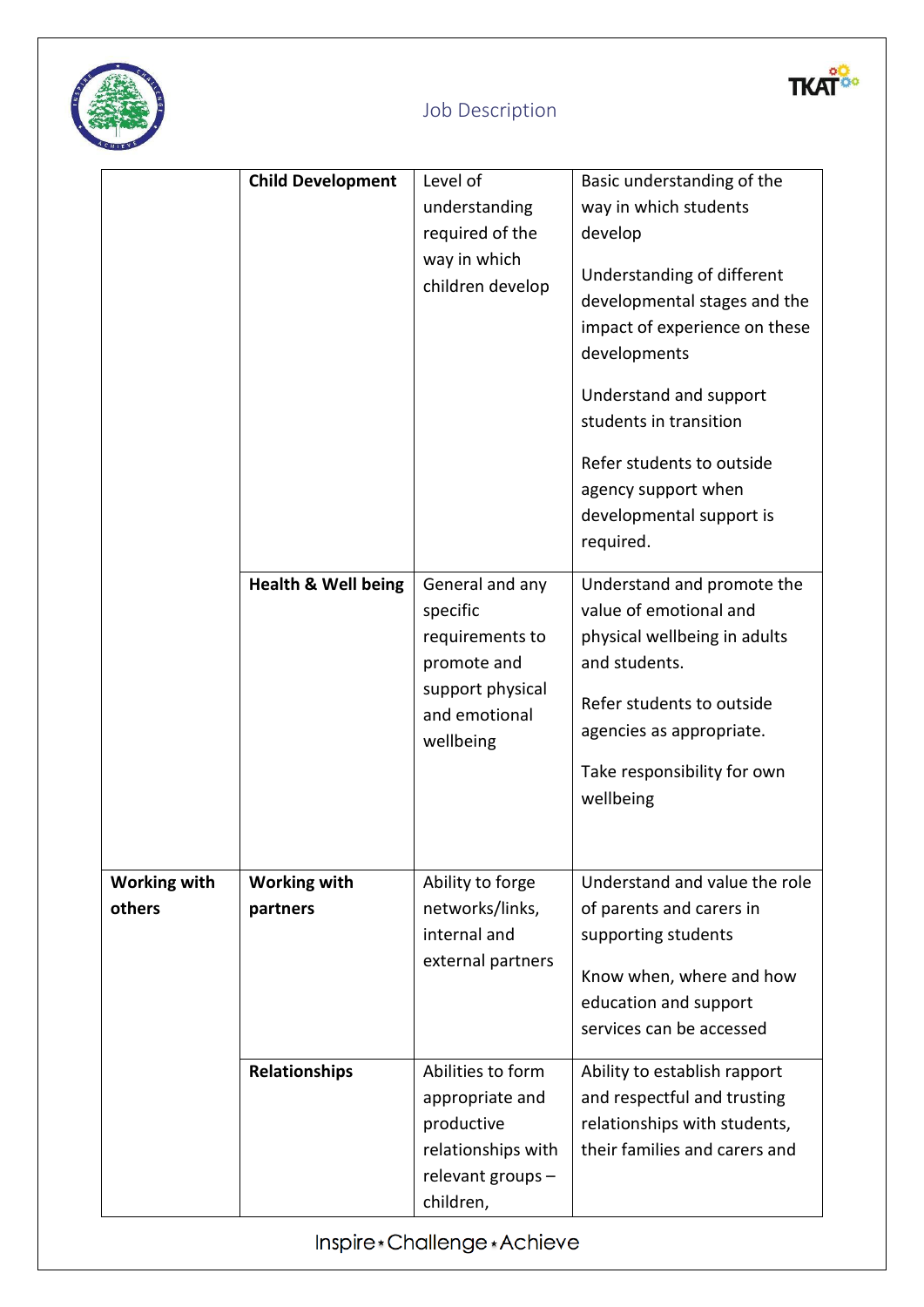| | | | |
|---|---|---|---|
| | **Child Development** | Level of understanding required of the way in which children develop | Basic understanding of the way in which students develop<br><br>Understanding of different developmental stages and the impact of experience on these developments<br><br>Understand and support students in transition<br><br>Refer students to outside agency support when developmental support is required. |
| | **Health & Well being** | General and any specific requirements to promote and support physical and emotional wellbeing | Understand and promote the value of emotional and physical wellbeing in adults and students.<br><br>Refer students to outside agencies as appropriate.<br><br>Take responsibility for own wellbeing |
| **Working with others** | **Working with partners** | Ability to forge networks/links, internal and external partners | Understand and value the role of parents and carers in supporting students<br><br>Know when, where and how education and support services can be accessed |
| | **Relationships** | Abilities to form appropriate and productive relationships with relevant groups – children, | Ability to establish rapport and respectful and trusting relationships with students, their families and carers and |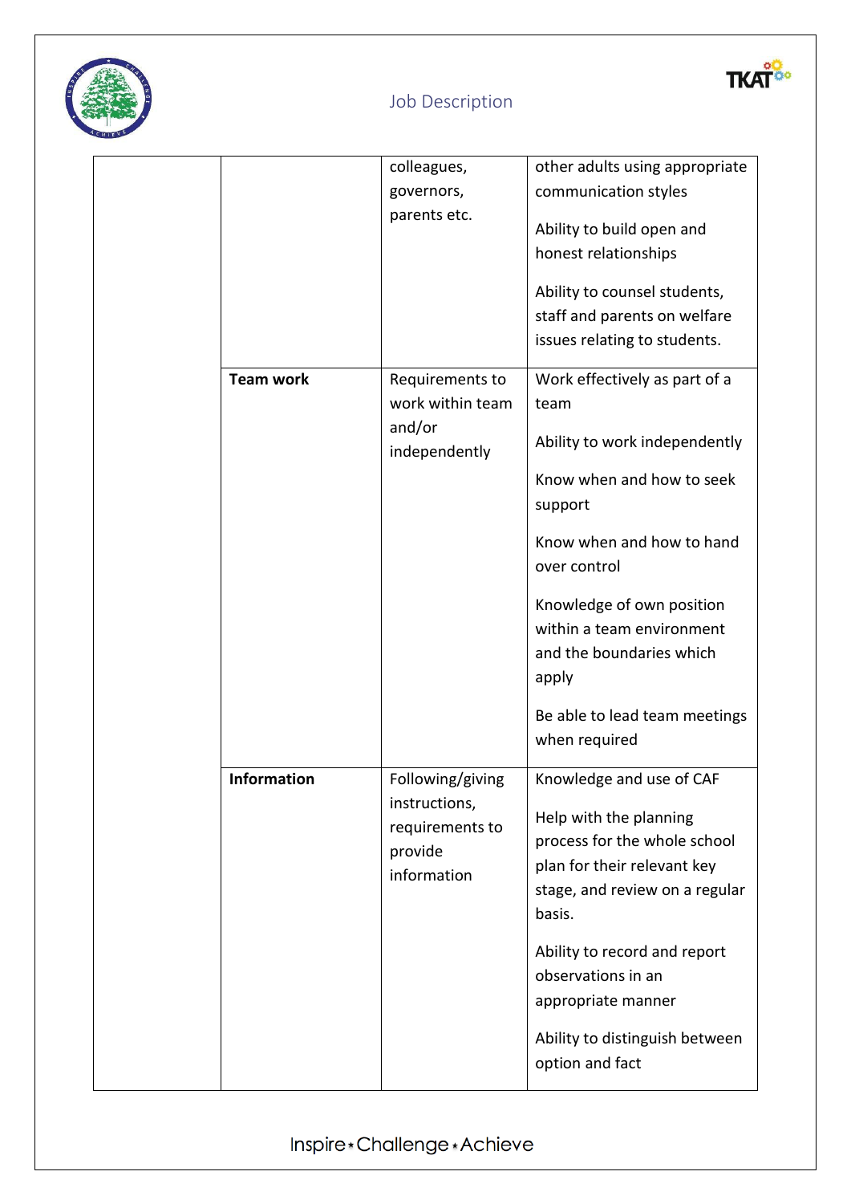| | | | |
|---|---|---|---|
| | | colleagues, governors, parents etc. | other adults using appropriate communication styles<br><br>Ability to build open and honest relationships<br><br>Ability to counsel students, staff and parents on welfare issues relating to students. |
| | **Team work** | Requirements to work within team and/or independently | Work effectively as part of a team<br><br>Ability to work independently<br><br>Know when and how to seek support<br><br>Know when and how to hand over control<br><br>Knowledge of own position within a team environment and the boundaries which apply<br><br>Be able to lead team meetings when required |
| | **Information** | Following/giving instructions, requirements to provide information | Knowledge and use of CAF<br><br>Help with the planning process for the whole school plan for their relevant key stage, and review on a regular basis.<br><br>Ability to record and report observations in an appropriate manner<br><br>Ability to distinguish between option and fact |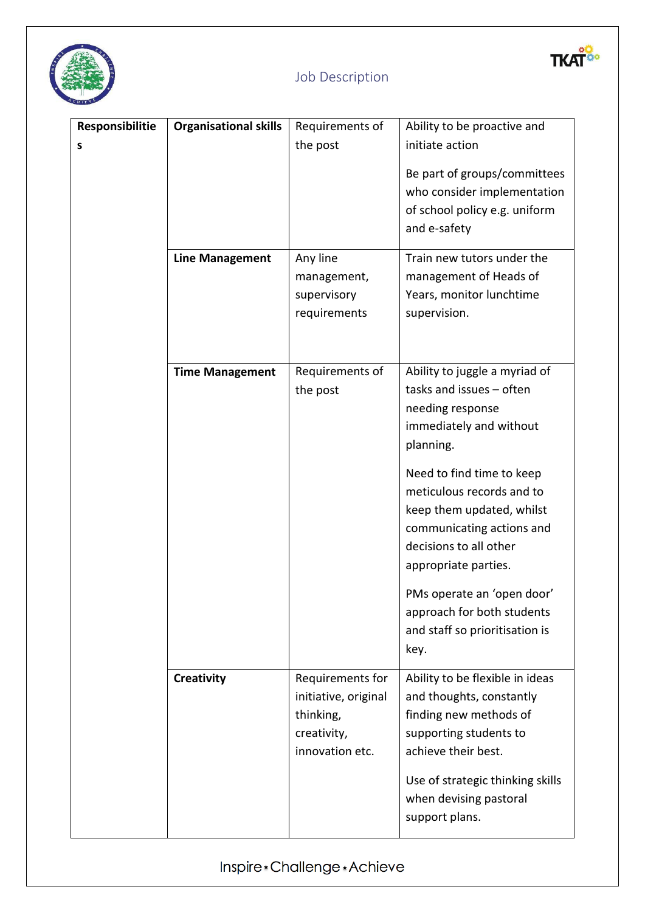Job Description

| Responsibilities | Organisational skills | Requirements of the post | Ability to be proactive and initiate action<br><br>Be part of groups/committees who consider implementation of school policy e.g. uniform and e-safety |
|---|---|---|---|
| | **Line Management** | Any line management, supervisory requirements | Train new tutors under the management of Heads of Years, monitor lunchtime supervision. |
| | **Time Management** | Requirements of the post | Ability to juggle a myriad of tasks and issues – often needing response immediately and without planning.<br><br>Need to find time to keep meticulous records and to keep them updated, whilst communicating actions and decisions to all other appropriate parties.<br><br>PMs operate an 'open door' approach for both students and staff so prioritisation is key. |
| | **Creativity** | Requirements for initiative, original thinking, creativity, innovation etc. | Ability to be flexible in ideas and thoughts, constantly finding new methods of supporting students to achieve their best.<br><br>Use of strategic thinking skills when devising pastoral support plans. |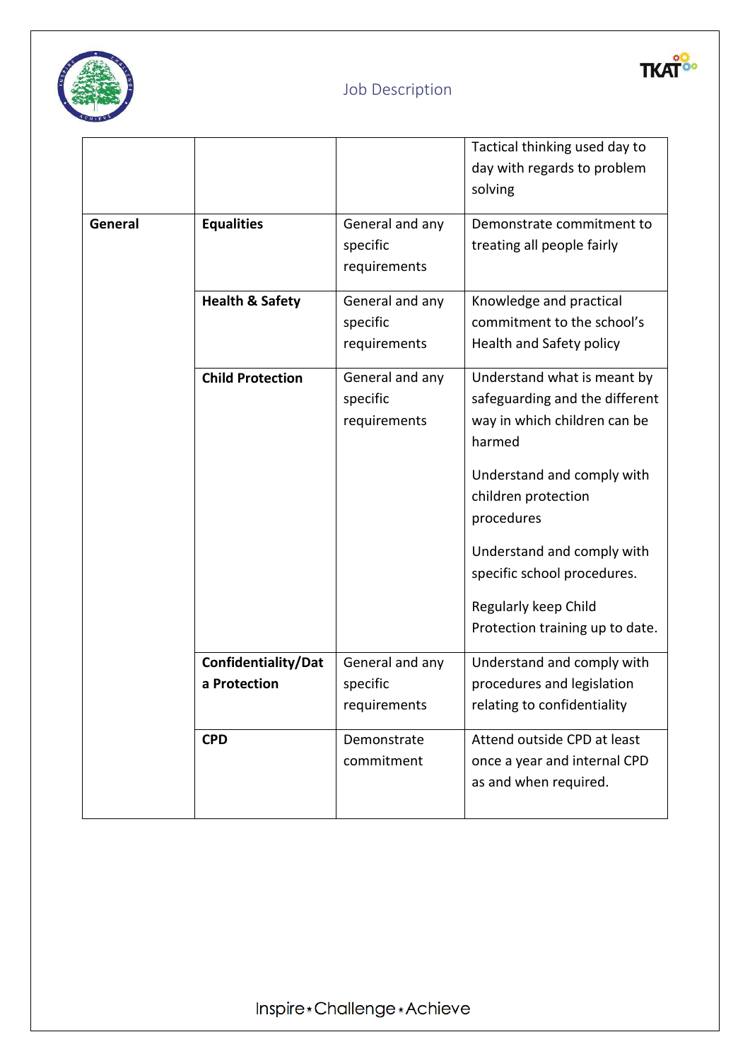| | | | |
|---|---|---|---|
| | | | Tactical thinking used day to day with regards to problem solving |
| **General** | **Equalities** | General and any specific requirements | Demonstrate commitment to treating all people fairly |
| | **Health & Safety** | General and any specific requirements | Knowledge and practical commitment to the school's Health and Safety policy |
| | **Child Protection** | General and any specific requirements | Understand what is meant by safeguarding and the different way in which children can be harmed<br><br>Understand and comply with children protection procedures<br><br>Understand and comply with specific school procedures.<br><br>Regularly keep Child Protection training up to date. |
| | **Confidentiality/Data Protection** | General and any specific requirements | Understand and comply with procedures and legislation relating to confidentiality |
| | **CPD** | Demonstrate commitment | Attend outside CPD at least once a year and internal CPD as and when required. |